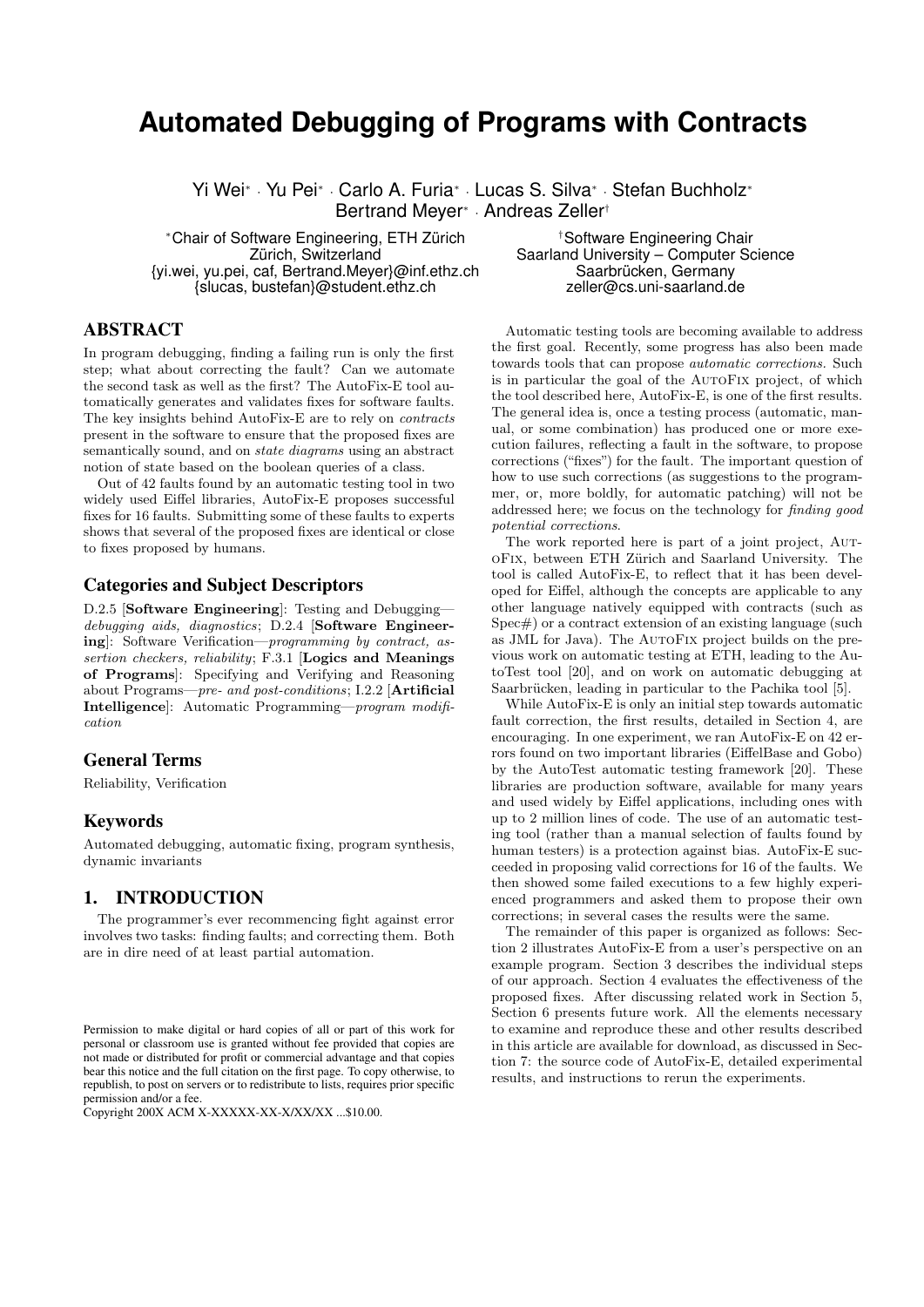# Automated Debugging of Programs with Contracts

Yi Wei* · Yu Pei* · Carlo A. Furia* · Lucas S. Silva* · Stefan Buchholz*
Bertrand Meyer* · Andreas Zeller†

*Chair of Software Engineering, ETH Zürich
Zürich, Switzerland
{yi.wei, yu.pei, caf, Bertrand.Meyer}@inf.ethz.ch
{slucas, bustefan}@student.ethz.ch

†Software Engineering Chair
Saarland University – Computer Science
Saarbrücken, Germany
zeller@cs.uni-saarland.de

## ABSTRACT

In program debugging, finding a failing run is only the first step; what about correcting the fault? Can we automate the second task as well as the first? The AutoFix-E tool automatically generates and validates fixes for software faults. The key insights behind AutoFix-E are to rely on *contracts* present in the software to ensure that the proposed fixes are semantically sound, and on *state diagrams* using an abstract notion of state based on the boolean queries of a class.

Out of 42 faults found by an automatic testing tool in two widely used Eiffel libraries, AutoFix-E proposes successful fixes for 16 faults. Submitting some of these faults to experts shows that several of the proposed fixes are identical or close to fixes proposed by humans.

### Categories and Subject Descriptors

D.2.5 [**Software Engineering**]: Testing and Debugging—*debugging aids, diagnostics*; D.2.4 [**Software Engineering**]: Software Verification—*programming by contract, assertion checkers, reliability*; F.3.1 [**Logics and Meanings of Programs**]: Specifying and Verifying and Reasoning about Programs—*pre- and post-conditions*; I.2.2 [**Artificial Intelligence**]: Automatic Programming—*program modification*

### General Terms

Reliability, Verification

### Keywords

Automated debugging, automatic fixing, program synthesis, dynamic invariants

## 1. INTRODUCTION

The programmer's ever recommencing fight against error involves two tasks: finding faults; and correcting them. Both are in dire need of at least partial automation.

Automatic testing tools are becoming available to address the first goal. Recently, some progress has also been made towards tools that can propose *automatic corrections*. Such is in particular the goal of the AutoFix project, of which the tool described here, AutoFix-E, is one of the first results. The general idea is, once a testing process (automatic, manual, or some combination) has produced one or more execution failures, reflecting a fault in the software, to propose corrections ("fixes") for the fault. The important question of how to use such corrections (as suggestions to the programmer, or, more boldly, for automatic patching) will not be addressed here; we focus on the technology for *finding good potential corrections*.

The work reported here is part of a joint project, AutoFix, between ETH Zürich and Saarland University. The tool is called AutoFix-E, to reflect that it has been developed for Eiffel, although the concepts are applicable to any other language natively equipped with contracts (such as Spec#) or a contract extension of an existing language (such as JML for Java). The AutoFix project builds on the previous work on automatic testing at ETH, leading to the AutoTest tool [20], and on work on automatic debugging at Saarbrücken, leading in particular to the Pachika tool [5].

While AutoFix-E is only an initial step towards automatic fault correction, the first results, detailed in Section 4, are encouraging. In one experiment, we ran AutoFix-E on 42 errors found on two important libraries (EiffelBase and Gobo) by the AutoTest automatic testing framework [20]. These libraries are production software, available for many years and used widely by Eiffel applications, including ones with up to 2 million lines of code. The use of an automatic testing tool (rather than a manual selection of faults found by human testers) is a protection against bias. AutoFix-E succeeded in proposing valid corrections for 16 of the faults. We then showed some failed executions to a few highly experienced programmers and asked them to propose their own corrections; in several cases the results were the same.

The remainder of this paper is organized as follows: Section 2 illustrates AutoFix-E from a user's perspective on an example program. Section 3 describes the individual steps of our approach. Section 4 evaluates the effectiveness of the proposed fixes. After discussing related work in Section 5, Section 6 presents future work. All the elements necessary to examine and reproduce these and other results described in this article are available for download, as discussed in Section 7: the source code of AutoFix-E, detailed experimental results, and instructions to rerun the experiments.

Permission to make digital or hard copies of all or part of this work for personal or classroom use is granted without fee provided that copies are not made or distributed for profit or commercial advantage and that copies bear this notice and the full citation on the first page. To copy otherwise, to republish, to post on servers or to redistribute to lists, requires prior specific permission and/or a fee.
Copyright 200X ACM X-XXXXX-XX-X/XX/XX ...$10.00.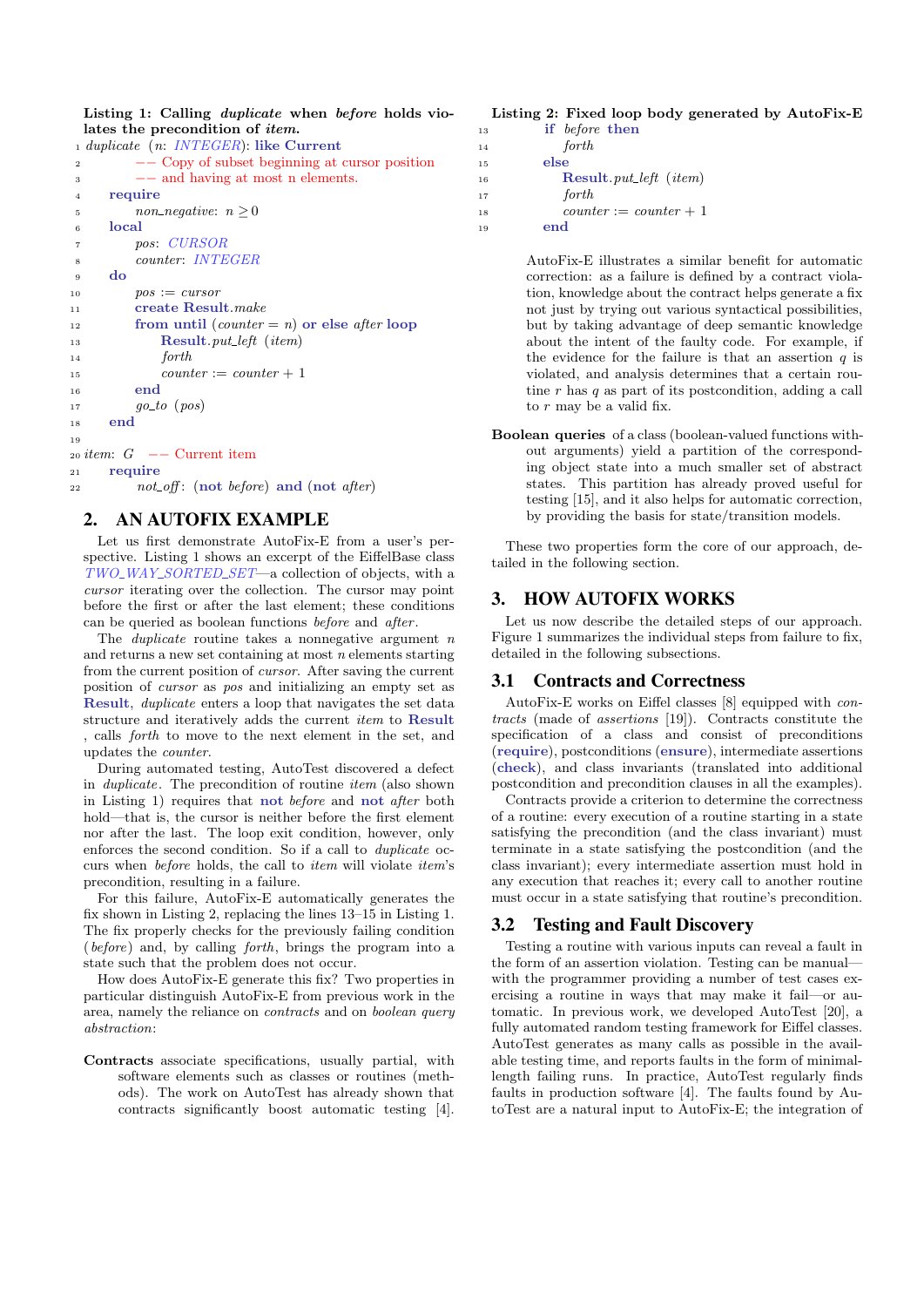**Listing 1: Calling *duplicate* when *before* holds violates the precondition of *item*.**

```
1  duplicate (n: INTEGER): like Current
2       -- Copy of subset beginning at cursor position
3       -- and having at most n elements.
4    require
5       non_negative: n ≥ 0
6    local
7       pos: CURSOR
8       counter: INTEGER
9    do
10      pos := cursor
11      create Result.make
12      from until (counter = n) or else after loop
13         Result.put_left (item)
14         forth
15         counter := counter + 1
16      end
17      go_to (pos)
18   end
19
20 item: G   -- Current item
21   require
22      not_off: (not before) and (not after)
```

## 2. AN AUTOFIX EXAMPLE

Let us first demonstrate AutoFix-E from a user's perspective. Listing 1 shows an excerpt of the EiffelBase class *TWO_WAY_SORTED_SET*—a collection of objects, with a *cursor* iterating over the collection. The cursor may point before the first or after the last element; these conditions can be queried as boolean functions *before* and *after*.

The *duplicate* routine takes a nonnegative argument $n$ and returns a new set containing at most $n$ elements starting from the current position of *cursor*. After saving the current position of *cursor* as *pos* and initializing an empty set as **Result**, *duplicate* enters a loop that navigates the set data structure and iteratively adds the current *item* to **Result**, calls *forth* to move to the next element in the set, and updates the *counter*.

During automated testing, AutoTest discovered a defect in *duplicate*. The precondition of routine *item* (also shown in Listing 1) requires that **not** *before* and **not** *after* both hold—that is, the cursor is neither before the first element nor after the last. The loop exit condition, however, only enforces the second condition. So if a call to *duplicate* occurs when *before* holds, the call to *item* will violate *item*'s precondition, resulting in a failure.

For this failure, AutoFix-E automatically generates the fix shown in Listing 2, replacing the lines 13–15 in Listing 1. The fix properly checks for the previously failing condition (*before*) and, by calling *forth*, brings the program into a state such that the problem does not occur.

How does AutoFix-E generate this fix? Two properties in particular distinguish AutoFix-E from previous work in the area, namely the reliance on *contracts* and on *boolean query abstraction*:

**Contracts** associate specifications, usually partial, with software elements such as classes or routines (methods). The work on AutoTest has already shown that contracts significantly boost automatic testing [4].

**Listing 2: Fixed loop body generated by AutoFix-E**

```
13      if before then
14         forth
15      else
16         Result.put_left (item)
17         forth
18         counter := counter + 1
19      end
```

AutoFix-E illustrates a similar benefit for automatic correction: as a failure is defined by a contract violation, knowledge about the contract helps generate a fix not just by trying out various syntactical possibilities, but by taking advantage of deep semantic knowledge about the intent of the faulty code. For example, if the evidence for the failure is that an assertion $q$ is violated, and analysis determines that a certain routine $r$ has $q$ as part of its postcondition, adding a call to $r$ may be a valid fix.

**Boolean queries** of a class (boolean-valued functions without arguments) yield a partition of the corresponding object state into a much smaller set of abstract states. This partition has already proved useful for testing [15], and it also helps for automatic correction, by providing the basis for state/transition models.

These two properties form the core of our approach, detailed in the following section.

## 3. HOW AUTOFIX WORKS

Let us now describe the detailed steps of our approach. Figure 1 summarizes the individual steps from failure to fix, detailed in the following subsections.

### 3.1 Contracts and Correctness

AutoFix-E works on Eiffel classes [8] equipped with *contracts* (made of *assertions* [19]). Contracts constitute the specification of a class and consist of preconditions (**require**), postconditions (**ensure**), intermediate assertions (**check**), and class invariants (translated into additional postcondition and precondition clauses in all the examples).

Contracts provide a criterion to determine the correctness of a routine: every execution of a routine starting in a state satisfying the precondition (and the class invariant) must terminate in a state satisfying the postcondition (and the class invariant); every intermediate assertion must hold in any execution that reaches it; every call to another routine must occur in a state satisfying that routine's precondition.

### 3.2 Testing and Fault Discovery

Testing a routine with various inputs can reveal a fault in the form of an assertion violation. Testing can be manual—with the programmer providing a number of test cases exercising a routine in ways that may make it fail—or automatic. In previous work, we developed AutoTest [20], a fully automated random testing framework for Eiffel classes. AutoTest generates as many calls as possible in the available testing time, and reports faults in the form of minimal-length failing runs. In practice, AutoTest regularly finds faults in production software [4]. The faults found by AutoTest are a natural input to AutoFix-E; the integration of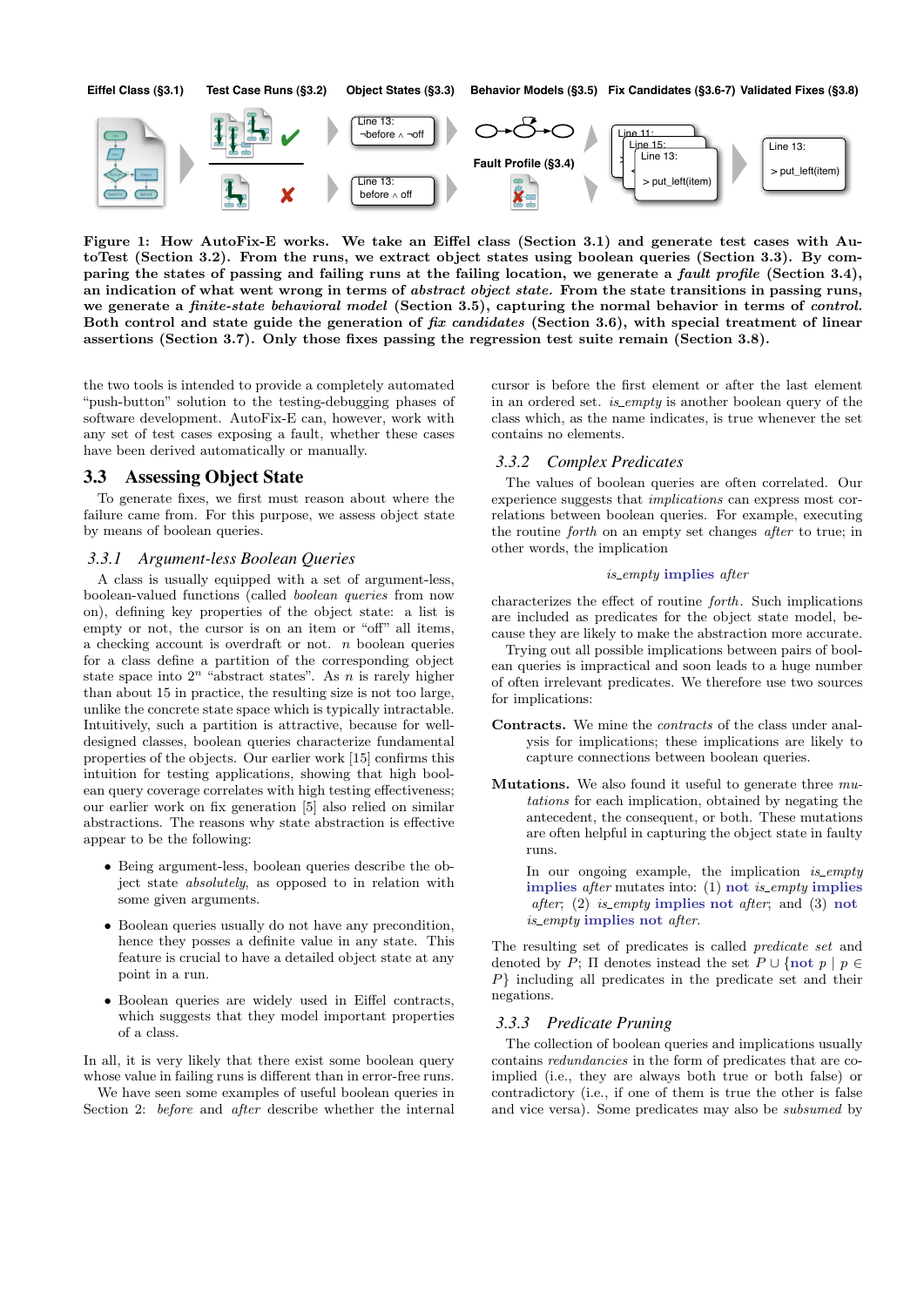**Figure 1: How AutoFix-E works. We take an Eiffel class (Section 3.1) and generate test cases with AutoTest (Section 3.2). From the runs, we extract object states using boolean queries (Section 3.3). By comparing the states of passing and failing runs at the failing location, we generate a *fault profile* (Section 3.4), an indication of what went wrong in terms of *abstract object state*. From the state transitions in passing runs, we generate a *finite-state behavioral model* (Section 3.5), capturing the normal behavior in terms of *control*. Both control and state guide the generation of *fix candidates* (Section 3.6), with special treatment of linear assertions (Section 3.7). Only those fixes passing the regression test suite remain (Section 3.8).**

the two tools is intended to provide a completely automated "push-button" solution to the testing-debugging phases of software development. AutoFix-E can, however, work with any set of test cases exposing a fault, whether these cases have been derived automatically or manually.

## 3.3 Assessing Object State

To generate fixes, we first must reason about where the failure came from. For this purpose, we assess object state by means of boolean queries.

### 3.3.1 Argument-less Boolean Queries

A class is usually equipped with a set of argument-less, boolean-valued functions (called *boolean queries* from now on), defining key properties of the object state: a list is empty or not, the cursor is on an item or "off" all items, a checking account is overdraft or not. $n$ boolean queries for a class define a partition of the corresponding object state space into $2^n$ "abstract states". As $n$ is rarely higher than about 15 in practice, the resulting size is not too large, unlike the concrete state space which is typically intractable. Intuitively, such a partition is attractive, because for well-designed classes, boolean queries characterize fundamental properties of the objects. Our earlier work [15] confirms this intuition for testing applications, showing that high boolean query coverage correlates with high testing effectiveness; our earlier work on fix generation [5] also relied on similar abstractions. The reasons why state abstraction is effective appear to be the following:

- Being argument-less, boolean queries describe the object state *absolutely*, as opposed to in relation with some given arguments.
- Boolean queries usually do not have any precondition, hence they posses a definite value in any state. This feature is crucial to have a detailed object state at any point in a run.
- Boolean queries are widely used in Eiffel contracts, which suggests that they model important properties of a class.

In all, it is very likely that there exist some boolean query whose value in failing runs is different than in error-free runs.

We have seen some examples of useful boolean queries in Section 2: *before* and *after* describe whether the internal cursor is before the first element or after the last element in an ordered set. *is_empty* is another boolean query of the class which, as the name indicates, is true whenever the set contains no elements.

### 3.3.2 Complex Predicates

The values of boolean queries are often correlated. Our experience suggests that *implications* can express most correlations between boolean queries. For example, executing the routine *forth* on an empty set changes *after* to true; in other words, the implication

$$is\_empty \textbf{ implies } after$$

characterizes the effect of routine *forth*. Such implications are included as predicates for the object state model, because they are likely to make the abstraction more accurate.

Trying out all possible implications between pairs of boolean queries is impractical and soon leads to a huge number of often irrelevant predicates. We therefore use two sources for implications:

**Contracts.** We mine the *contracts* of the class under analysis for implications; these implications are likely to capture connections between boolean queries.

**Mutations.** We also found it useful to generate three *mutations* for each implication, obtained by negating the antecedent, the consequent, or both. These mutations are often helpful in capturing the object state in faulty runs.

In our ongoing example, the implication *is_empty* **implies** *after* mutates into: (1) **not** *is_empty* **implies** *after*; (2) *is_empty* **implies not** *after*; and (3) **not** *is_empty* **implies not** *after*.

The resulting set of predicates is called *predicate set* and denoted by $P$; $\Pi$ denotes instead the set $P \cup \{\textbf{not}\ p \mid p \in P\}$ including all predicates in the predicate set and their negations.

### 3.3.3 Predicate Pruning

The collection of boolean queries and implications usually contains *redundancies* in the form of predicates that are co-implied (i.e., they are always both true or both false) or contradictory (i.e., if one of them is true the other is false and vice versa). Some predicates may also be *subsumed* by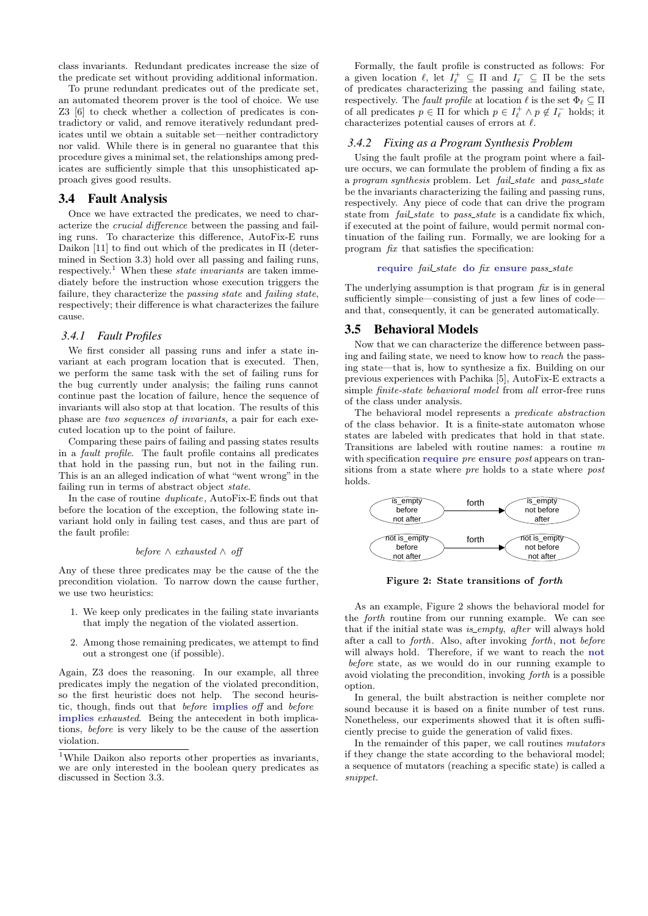class invariants. Redundant predicates increase the size of the predicate set without providing additional information.

To prune redundant predicates out of the predicate set, an automated theorem prover is the tool of choice. We use Z3 [6] to check whether a collection of predicates is contradictory or valid, and remove iteratively redundant predicates until we obtain a suitable set—neither contradictory nor valid. While there is in general no guarantee that this procedure gives a minimal set, the relationships among predicates are sufficiently simple that this unsophisticated approach gives good results.

## 3.4 Fault Analysis

Once we have extracted the predicates, we need to characterize the *crucial difference* between the passing and failing runs. To characterize this difference, AutoFix-E runs Daikon [11] to find out which of the predicates in $\Pi$ (determined in Section 3.3) hold over all passing and failing runs, respectively.[1] When these *state invariants* are taken immediately before the instruction whose execution triggers the failure, they characterize the *passing state* and *failing state*, respectively; their difference is what characterizes the failure cause.

### 3.4.1 Fault Profiles

We first consider all passing runs and infer a state invariant at each program location that is executed. Then, we perform the same task with the set of failing runs for the bug currently under analysis; the failing runs cannot continue past the location of failure, hence the sequence of invariants will also stop at that location. The results of this phase are *two sequences of invariants*, a pair for each executed location up to the point of failure.

Comparing these pairs of failing and passing states results in a *fault profile*. The fault profile contains all predicates that hold in the passing run, but not in the failing run. This is an an alleged indication of what "went wrong" in the failing run in terms of abstract object *state*.

In the case of routine *duplicate*, AutoFix-E finds out that before the location of the exception, the following state invariant hold only in failing test cases, and thus are part of the fault profile:

$$before \wedge exhausted \wedge off$$

Any of these three predicates may be the cause of the the precondition violation. To narrow down the cause further, we use two heuristics:

1. We keep only predicates in the failing state invariants that imply the negation of the violated assertion.
2. Among those remaining predicates, we attempt to find out a strongest one (if possible).

Again, Z3 does the reasoning. In our example, all three predicates imply the negation of the violated precondition, so the first heuristic does not help. The second heuristic, though, finds out that *before* **implies** *off* and *before* **implies** *exhausted*. Being the antecedent in both implications, *before* is very likely to be the cause of the assertion violation.

[1]While Daikon also reports other properties as invariants, we are only interested in the boolean query predicates as discussed in Section 3.3.

Formally, the fault profile is constructed as follows: For a given location $\ell$, let $I_\ell^+ \subseteq \Pi$ and $I_\ell^- \subseteq \Pi$ be the sets of predicates characterizing the passing and failing state, respectively. The *fault profile* at location $\ell$ is the set $\Phi_\ell \subseteq \Pi$ of all predicates $p \in \Pi$ for which $p \in I_\ell^+ \wedge p \notin I_\ell^-$ holds; it characterizes potential causes of errors at $\ell$.

### 3.4.2 Fixing as a Program Synthesis Problem

Using the fault profile at the program point where a failure occurs, we can formulate the problem of finding a fix as a *program synthesis* problem. Let *fail_state* and *pass_state* be the invariants characterizing the failing and passing runs, respectively. Any piece of code that can drive the program state from *fail_state* to *pass_state* is a candidate fix which, if executed at the point of failure, would permit normal continuation of the failing run. Formally, we are looking for a program *fix* that satisfies the specification:

**require** *fail_state* **do** *fix* **ensure** *pass_state*

The underlying assumption is that program *fix* is in general sufficiently simple—consisting of just a few lines of code—and that, consequently, it can be generated automatically.

## 3.5 Behavioral Models

Now that we can characterize the difference between passing and failing state, we need to know how to *reach* the passing state—that is, how to synthesize a fix. Building on our previous experiences with Pachika [5], AutoFix-E extracts a simple *finite-state behavioral model* from *all* error-free runs of the class under analysis.

The behavioral model represents a *predicate abstraction* of the class behavior. It is a finite-state automaton whose states are labeled with predicates that hold in that state. Transitions are labeled with routine names: a routine $m$ with specification **require** *pre* **ensure** *post* appears on transitions from a state where *pre* holds to a state where *post* holds.

**Figure 2: State transitions of *forth***

As an example, Figure 2 shows the behavioral model for the *forth* routine from our running example. We can see that if the initial state was *is_empty*, *after* will always hold after a call to *forth*. Also, after invoking *forth*, **not** *before* will always hold. Therefore, if we want to reach the **not** *before* state, as we would do in our running example to avoid violating the precondition, invoking *forth* is a possible option.

In general, the built abstraction is neither complete nor sound because it is based on a finite number of test runs. Nonetheless, our experiments showed that it is often sufficiently precise to guide the generation of valid fixes.

In the remainder of this paper, we call routines *mutators* if they change the state according to the behavioral model; a sequence of mutators (reaching a specific state) is called a *snippet*.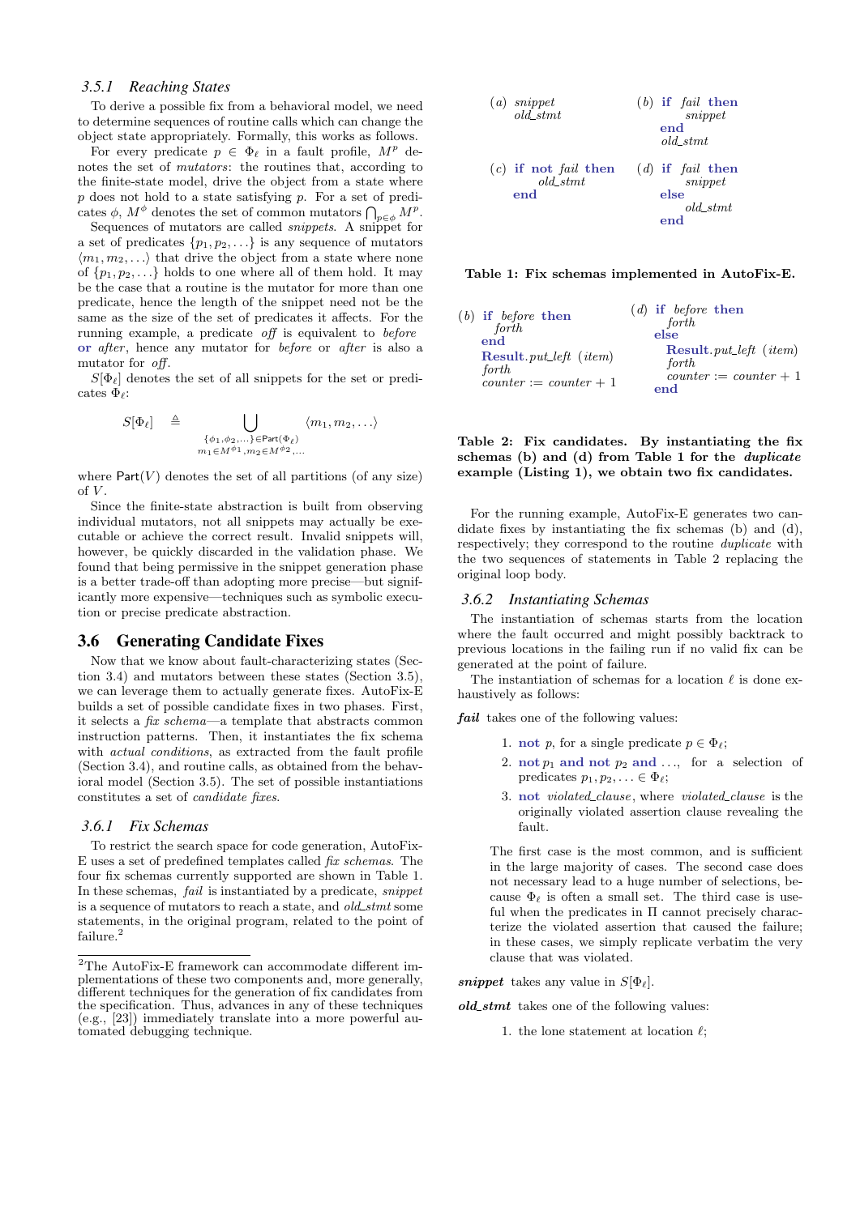### 3.5.1 Reaching States

To derive a possible fix from a behavioral model, we need to determine sequences of routine calls which can change the object state appropriately. Formally, this works as follows.

For every predicate $p \in \Phi_\ell$ in a fault profile, $M^p$ denotes the set of *mutators*: the routines that, according to the finite-state model, drive the object from a state where $p$ does not hold to a state satisfying $p$. For a set of predicates $\phi$, $M^\phi$ denotes the set of common mutators $\bigcap_{p \in \phi} M^p$.

Sequences of mutators are called *snippets*. A snippet for a set of predicates $\{p_1, p_2, \ldots\}$ is any sequence of mutators $\langle m_1, m_2, \ldots \rangle$ that drive the object from a state where none of $\{p_1, p_2, \ldots\}$ holds to one where all of them hold. It may be the case that a routine is the mutator for more than one predicate, hence the length of the snippet need not be the same as the size of the set of predicates it affects. For the running example, a predicate *off* is equivalent to *before* **or** *after*, hence any mutator for *before* or *after* is also a mutator for *off*.

$S[\Phi_\ell]$ denotes the set of all snippets for the set or predicates $\Phi_\ell$:

$$S[\Phi_\ell] \quad \triangleq \bigcup_{\substack{\{\phi_1, \phi_2, \ldots\} \in \mathsf{Part}(\Phi_\ell) \\ m_1 \in M^{\phi_1}, m_2 \in M^{\phi_2}, \ldots}} \langle m_1, m_2, \ldots \rangle$$

where $\mathsf{Part}(V)$ denotes the set of all partitions (of any size) of $V$.

Since the finite-state abstraction is built from observing individual mutators, not all snippets may actually be executable or achieve the correct result. Invalid snippets will, however, be quickly discarded in the validation phase. We found that being permissive in the snippet generation phase is a better trade-off than adopting more precise—but significantly more expensive—techniques such as symbolic execution or precise predicate abstraction.

## 3.6 Generating Candidate Fixes

Now that we know about fault-characterizing states (Section 3.4) and mutators between these states (Section 3.5), we can leverage them to actually generate fixes. AutoFix-E builds a set of possible candidate fixes in two phases. First, it selects a *fix schema*—a template that abstracts common instruction patterns. Then, it instantiates the fix schema with *actual conditions*, as extracted from the fault profile (Section 3.4), and routine calls, as obtained from the behavioral model (Section 3.5). The set of possible instantiations constitutes a set of *candidate fixes*.

### 3.6.1 Fix Schemas

To restrict the search space for code generation, AutoFix-E uses a set of predefined templates called *fix schemas*. The four fix schemas currently supported are shown in Table 1. In these schemas, *fail* is instantiated by a predicate, *snippet* is a sequence of mutators to reach a state, and *old_stmt* some statements, in the original program, related to the point of failure.[2]

[2]The AutoFix-E framework can accommodate different implementations of these two components and, more generally, different techniques for the generation of fix candidates from the specification. Thus, advances in any of these techniques (e.g., [23]) immediately translate into a more powerful automated debugging technique.

| (a) | (b) |
|---|---|
| <pre>snippet<br>old_stmt</pre> | <pre>if fail then<br>    snippet<br>end<br>old_stmt</pre> |

| (c) | (d) |
|---|---|
| <pre>if not fail then<br>    old_stmt<br>end</pre> | <pre>if fail then<br>    snippet<br>else<br>    old_stmt<br>end</pre> |

**Table 1: Fix schemas implemented in AutoFix-E.**

(b)
```
if before then
    forth
end
Result.put_left (item)
forth
counter := counter + 1
```

(d)
```
if before then
    forth
else
    Result.put_left (item)
    forth
    counter := counter + 1
end
```

**Table 2: Fix candidates. By instantiating the fix schemas (b) and (d) from Table 1 for the *duplicate* example (Listing 1), we obtain two fix candidates.**

For the running example, AutoFix-E generates two candidate fixes by instantiating the fix schemas (b) and (d), respectively; they correspond to the routine *duplicate* with the two sequences of statements in Table 2 replacing the original loop body.

### 3.6.2 Instantiating Schemas

The instantiation of schemas starts from the location where the fault occurred and might possibly backtrack to previous locations in the failing run if no valid fix can be generated at the point of failure.

The instantiation of schemas for a location $\ell$ is done exhaustively as follows:

***fail*** takes one of the following values:

1. **not** $p$, for a single predicate $p \in \Phi_\ell$;
2. **not** $p_1$ **and not** $p_2$ **and** $\ldots$, for a selection of predicates $p_1, p_2, \ldots \in \Phi_\ell$;
3. **not** *violated_clause*, where *violated_clause* is the originally violated assertion clause revealing the fault.

The first case is the most common, and is sufficient in the large majority of cases. The second case does not necessary lead to a huge number of selections, because $\Phi_\ell$ is often a small set. The third case is useful when the predicates in $\Pi$ cannot precisely characterize the violated assertion that caused the failure; in these cases, we simply replicate verbatim the very clause that was violated.

***snippet*** takes any value in $S[\Phi_\ell]$.

***old_stmt*** takes one of the following values:

1. the lone statement at location $\ell$;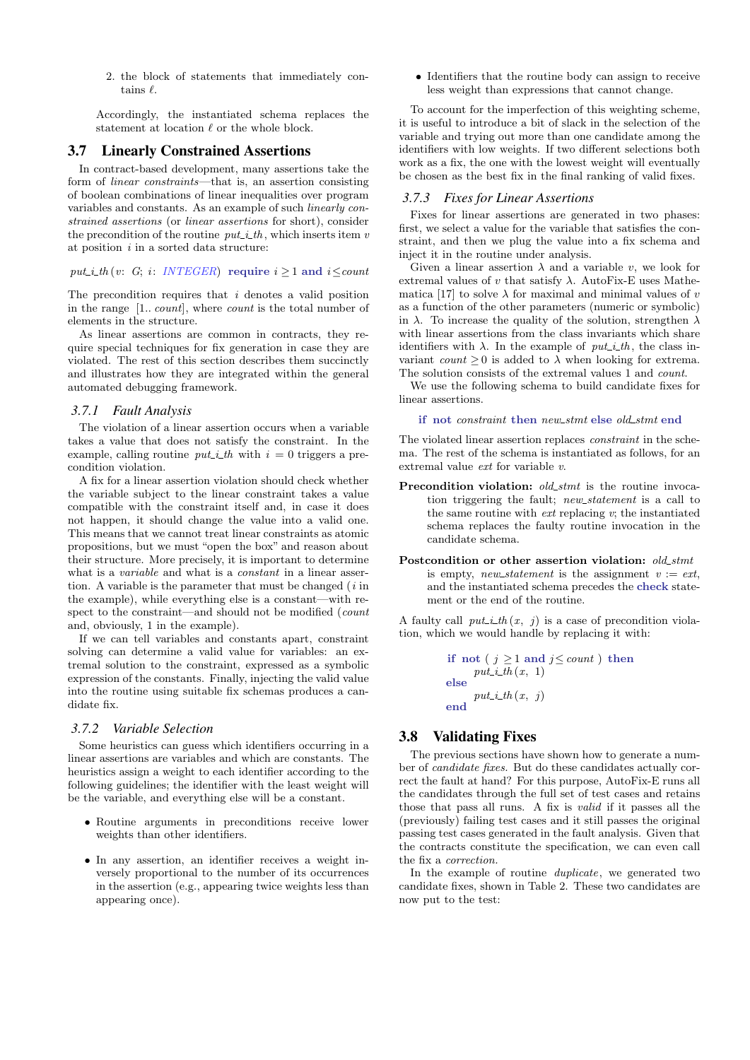2. the block of statements that immediately contains $\ell$.

Accordingly, the instantiated schema replaces the statement at location $\ell$ or the whole block.

## 3.7 Linearly Constrained Assertions

In contract-based development, many assertions take the form of *linear constraints*—that is, an assertion consisting of boolean combinations of linear inequalities over program variables and constants. As an example of such *linearly constrained assertions* (or *linear assertions* for short), consider the precondition of the routine *put_i_th*, which inserts item $v$ at position $i$ in a sorted data structure:

```
put_i_th (v: G; i: INTEGER) require i ≥ 1 and i ≤ count
```

The precondition requires that $i$ denotes a valid position in the range $[1.. count]$, where *count* is the total number of elements in the structure.

As linear assertions are common in contracts, they require special techniques for fix generation in case they are violated. The rest of this section describes them succinctly and illustrates how they are integrated within the general automated debugging framework.

### 3.7.1 Fault Analysis

The violation of a linear assertion occurs when a variable takes a value that does not satisfy the constraint. In the example, calling routine *put_i_th* with $i = 0$ triggers a precondition violation.

A fix for a linear assertion violation should check whether the variable subject to the linear constraint takes a value compatible with the constraint itself and, in case it does not happen, it should change the value into a valid one. This means that we cannot treat linear constraints as atomic propositions, but we must "open the box" and reason about their structure. More precisely, it is important to determine what is a *variable* and what is a *constant* in a linear assertion. A variable is the parameter that must be changed ($i$ in the example), while everything else is a constant—with respect to the constraint—and should not be modified (*count* and, obviously, 1 in the example).

If we can tell variables and constants apart, constraint solving can determine a valid value for variables: an extremal solution to the constraint, expressed as a symbolic expression of the constants. Finally, injecting the valid value into the routine using suitable fix schemas produces a candidate fix.

### 3.7.2 Variable Selection

Some heuristics can guess which identifiers occurring in a linear assertions are variables and which are constants. The heuristics assign a weight to each identifier according to the following guidelines; the identifier with the least weight will be the variable, and everything else will be a constant.

- Routine arguments in preconditions receive lower weights than other identifiers.
- In any assertion, an identifier receives a weight inversely proportional to the number of its occurrences in the assertion (e.g., appearing twice weights less than appearing once).
- Identifiers that the routine body can assign to receive less weight than expressions that cannot change.

To account for the imperfection of this weighting scheme, it is useful to introduce a bit of slack in the selection of the variable and trying out more than one candidate among the identifiers with low weights. If two different selections both work as a fix, the one with the lowest weight will eventually be chosen as the best fix in the final ranking of valid fixes.

### 3.7.3 Fixes for Linear Assertions

Fixes for linear assertions are generated in two phases: first, we select a value for the variable that satisfies the constraint, and then we plug the value into a fix schema and inject it in the routine under analysis.

Given a linear assertion $\lambda$ and a variable $v$, we look for extremal values of $v$ that satisfy $\lambda$. AutoFix-E uses Mathematica [17] to solve $\lambda$ for maximal and minimal values of $v$ as a function of the other parameters (numeric or symbolic) in $\lambda$. To increase the quality of the solution, strengthen $\lambda$ with linear assertions from the class invariants which share identifiers with $\lambda$. In the example of *put_i_th*, the class invariant $count \geq 0$ is added to $\lambda$ when looking for extrema. The solution consists of the extremal values 1 and *count*.

We use the following schema to build candidate fixes for linear assertions.

```
if not constraint then new_stmt else old_stmt end
```

The violated linear assertion replaces *constraint* in the schema. The rest of the schema is instantiated as follows, for an extremal value *ext* for variable $v$.

**Precondition violation:** *old_stmt* is the routine invocation triggering the fault; *new_statement* is a call to the same routine with *ext* replacing $v$; the instantiated schema replaces the faulty routine invocation in the candidate schema.

**Postcondition or other assertion violation:** *old_stmt* is empty, *new_statement* is the assignment $v := ext$, and the instantiated schema precedes the **check** statement or the end of the routine.

A faulty call *put_i_th* $(x, j)$ is a case of precondition violation, which we would handle by replacing it with:

```
if not ( j ≥ 1 and j ≤ count ) then
    put_i_th (x, 1)
else
    put_i_th (x, j)
end
```

## 3.8 Validating Fixes

The previous sections have shown how to generate a number of *candidate fixes*. But do these candidates actually correct the fault at hand? For this purpose, AutoFix-E runs all the candidates through the full set of test cases and retains those that pass all runs. A fix is *valid* if it passes all the (previously) failing test cases and it still passes the original passing test cases generated in the fault analysis. Given that the contracts constitute the specification, we can even call the fix a *correction*.

In the example of routine *duplicate*, we generated two candidate fixes, shown in Table 2. These two candidates are now put to the test: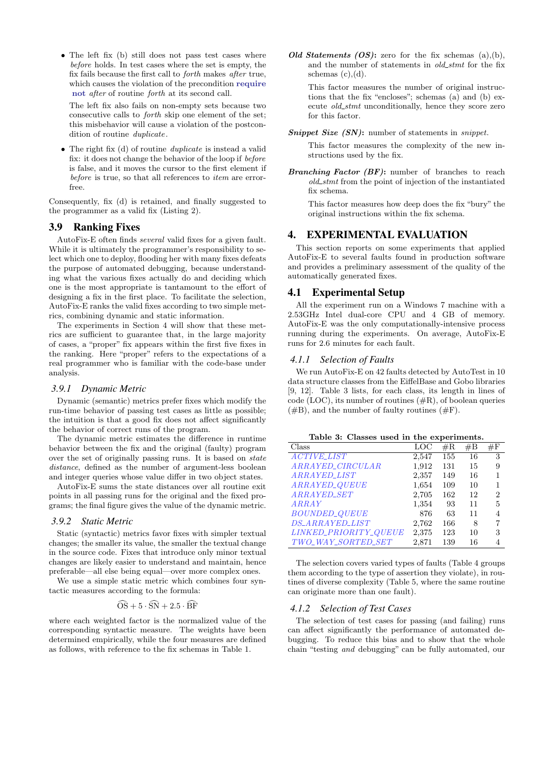- The left fix (b) still does not pass test cases where *before* holds. In test cases where the set is empty, the fix fails because the first call to *forth* makes *after* true, which causes the violation of the precondition **require not** *after* of routine *forth* at its second call.

  The left fix also fails on non-empty sets because two consecutive calls to *forth* skip one element of the set; this misbehavior will cause a violation of the postcondition of routine *duplicate*.

- The right fix (d) of routine *duplicate* is instead a valid fix: it does not change the behavior of the loop if *before* is false, and it moves the cursor to the first element if *before* is true, so that all references to *item* are error-free.

Consequently, fix (d) is retained, and finally suggested to the programmer as a valid fix (Listing 2).

## 3.9 Ranking Fixes

AutoFix-E often finds *several* valid fixes for a given fault. While it is ultimately the programmer's responsibility to select which one to deploy, flooding her with many fixes defeats the purpose of automated debugging, because understanding what the various fixes actually do and deciding which one is the most appropriate is tantamount to the effort of designing a fix in the first place. To facilitate the selection, AutoFix-E ranks the valid fixes according to two simple metrics, combining dynamic and static information.

The experiments in Section 4 will show that these metrics are sufficient to guarantee that, in the large majority of cases, a "proper" fix appears within the first five fixes in the ranking. Here "proper" refers to the expectations of a real programmer who is familiar with the code-base under analysis.

### 3.9.1 Dynamic Metric

Dynamic (semantic) metrics prefer fixes which modify the run-time behavior of passing test cases as little as possible; the intuition is that a good fix does not affect significantly the behavior of correct runs of the program.

The dynamic metric estimates the difference in runtime behavior between the fix and the original (faulty) program over the set of originally passing runs. It is based on *state distance*, defined as the number of argument-less boolean and integer queries whose value differ in two object states.

AutoFix-E sums the state distances over all routine exit points in all passing runs for the original and the fixed programs; the final figure gives the value of the dynamic metric.

### 3.9.2 Static Metric

Static (syntactic) metrics favor fixes with simpler textual changes; the smaller its value, the smaller the textual change in the source code. Fixes that introduce only minor textual changes are likely easier to understand and maintain, hence preferable—all else being equal—over more complex ones.

We use a simple static metric which combines four syntactic measures according to the formula:

$$\widehat{\mathrm{OS}} + 5 \cdot \widehat{\mathrm{SN}} + 2.5 \cdot \widehat{\mathrm{BF}}$$

where each weighted factor is the normalized value of the corresponding syntactic measure. The weights have been determined empirically, while the four measures are defined as follows, with reference to the fix schemas in Table 1.

***Old Statements (OS)*:** zero for the fix schemas (a),(b), and the number of statements in *old_stmt* for the fix schemas (c),(d).

This factor measures the number of original instructions that the fix "encloses"; schemas (a) and (b) execute *old_stmt* unconditionally, hence they score zero for this factor.

***Snippet Size (SN)*:** number of statements in *snippet*.

This factor measures the complexity of the new instructions used by the fix.

***Branching Factor (BF)*:** number of branches to reach *old_stmt* from the point of injection of the instantiated fix schema.

This factor measures how deep does the fix "bury" the original instructions within the fix schema.

# 4. EXPERIMENTAL EVALUATION

This section reports on some experiments that applied AutoFix-E to several faults found in production software and provides a preliminary assessment of the quality of the automatically generated fixes.

## 4.1 Experimental Setup

All the experiment run on a Windows 7 machine with a 2.53GHz Intel dual-core CPU and 4 GB of memory. AutoFix-E was the only computationally-intensive process running during the experiments. On average, AutoFix-E runs for 2.6 minutes for each fault.

### 4.1.1 Selection of Faults

We run AutoFix-E on 42 faults detected by AutoTest in 10 data structure classes from the EiffelBase and Gobo libraries [9, 12]. Table 3 lists, for each class, its length in lines of code (LOC), its number of routines (#R), of boolean queries (#B), and the number of faulty routines (#F).

**Table 3: Classes used in the experiments.**

| Class | LOC | #R | #B | #F |
|---|---|---|---|---|
| *ACTIVE_LIST* | 2,547 | 155 | 16 | 3 |
| *ARRAYED_CIRCULAR* | 1,912 | 131 | 15 | 9 |
| *ARRAYED_LIST* | 2,357 | 149 | 16 | 1 |
| *ARRAYED_QUEUE* | 1,654 | 109 | 10 | 1 |
| *ARRAYED_SET* | 2,705 | 162 | 12 | 2 |
| *ARRAY* | 1,354 | 93 | 11 | 5 |
| *BOUNDED_QUEUE* | 876 | 63 | 11 | 4 |
| *DS_ARRAYED_LIST* | 2,762 | 166 | 8 | 7 |
| *LINKED_PRIORITY_QUEUE* | 2,375 | 123 | 10 | 3 |
| *TWO_WAY_SORTED_SET* | 2,871 | 139 | 16 | 4 |

The selection covers varied types of faults (Table 4 groups them according to the type of assertion they violate), in routines of diverse complexity (Table 5, where the same routine can originate more than one fault).

### 4.1.2 Selection of Test Cases

The selection of test cases for passing (and failing) runs can affect significantly the performance of automated debugging. To reduce this bias and to show that the whole chain "testing *and* debugging" can be fully automated, our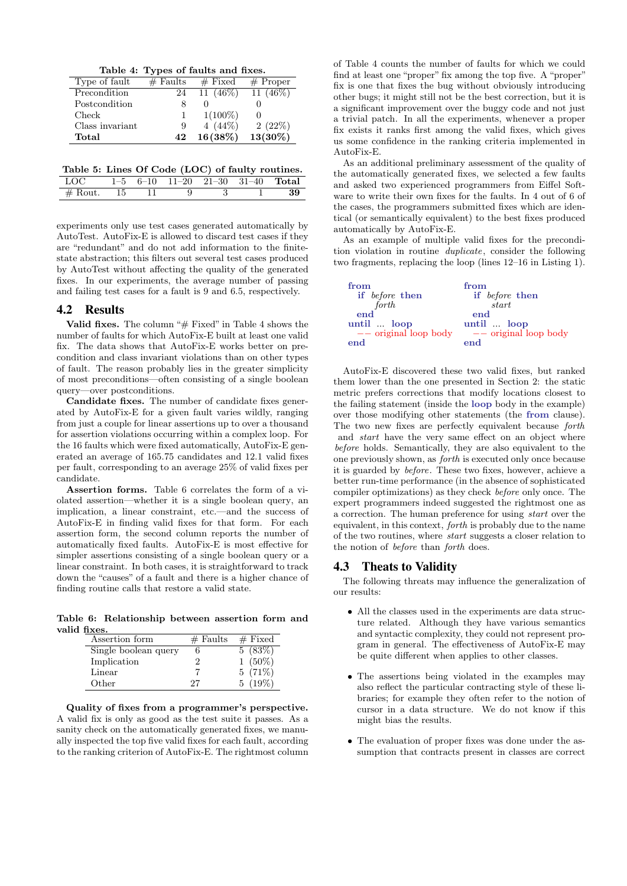Table 4: Types of faults and fixes.

| Type of fault | # Faults | # Fixed | # Proper |
|---|---|---|---|
| Precondition | 24 | 11 (46%) | 11 (46%) |
| Postcondition | 8 | 0 | 0 |
| Check | 1 | 1(100%) | 0 |
| Class invariant | 9 | 4 (44%) | 2 (22%) |
| **Total** | **42** | **16(38%)** | **13(30%)** |

Table 5: Lines Of Code (LOC) of faulty routines.

| LOC | 1–5 | 6–10 | 11–20 | 21–30 | 31–40 | **Total** |
|---|---|---|---|---|---|---|
| # Rout. | 15 | 11 | 9 | 3 | 1 | **39** |

experiments only use test cases generated automatically by AutoTest. AutoFix-E is allowed to discard test cases if they are "redundant" and do not add information to the finite-state abstraction; this filters out several test cases produced by AutoTest without affecting the quality of the generated fixes. In our experiments, the average number of passing and failing test cases for a fault is 9 and 6.5, respectively.

## 4.2 Results

**Valid fixes.** The column "# Fixed" in Table 4 shows the number of faults for which AutoFix-E built at least one valid fix. The data shows that AutoFix-E works better on precondition and class invariant violations than on other types of fault. The reason probably lies in the greater simplicity of most preconditions—often consisting of a single boolean query—over postconditions.

**Candidate fixes.** The number of candidate fixes generated by AutoFix-E for a given fault varies wildly, ranging from just a couple for linear assertions up to over a thousand for assertion violations occurring within a complex loop. For the 16 faults which were fixed automatically, AutoFix-E generated an average of 165.75 candidates and 12.1 valid fixes per fault, corresponding to an average 25% of valid fixes per candidate.

**Assertion forms.** Table 6 correlates the form of a violated assertion—whether it is a single boolean query, an implication, a linear constraint, etc.—and the success of AutoFix-E in finding valid fixes for that form. For each assertion form, the second column reports the number of automatically fixed faults. AutoFix-E is most effective for simpler assertions consisting of a single boolean query or a linear constraint. In both cases, it is straightforward to track down the "causes" of a fault and there is a higher chance of finding routine calls that restore a valid state.

Table 6: Relationship between assertion form and valid fixes.

| Assertion form | # Faults | # Fixed |
|---|---|---|
| Single boolean query | 6 | 5 (83%) |
| Implication | 2 | 1 (50%) |
| Linear | 7 | 5 (71%) |
| Other | 27 | 5 (19%) |

**Quality of fixes from a programmer's perspective.** A valid fix is only as good as the test suite it passes. As a sanity check on the automatically generated fixes, we manually inspected the top five valid fixes for each fault, according to the ranking criterion of AutoFix-E. The rightmost column of Table 4 counts the number of faults for which we could find at least one "proper" fix among the top five. A "proper" fix is one that fixes the bug without obviously introducing other bugs; it might still not be the best correction, but it is a significant improvement over the buggy code and not just a trivial patch. In all the experiments, whenever a proper fix exists it ranks first among the valid fixes, which gives us some confidence in the ranking criteria implemented in AutoFix-E.

As an additional preliminary assessment of the quality of the automatically generated fixes, we selected a few faults and asked two experienced programmers from Eiffel Software to write their own fixes for the faults. In 4 out of 6 of the cases, the programmers submitted fixes which are identical (or semantically equivalent) to the best fixes produced automatically by AutoFix-E.

As an example of multiple valid fixes for the precondition violation in routine *duplicate*, consider the following two fragments, replacing the loop (lines 12–16 in Listing 1).

```
from
   if before then
      forth
   end
until ... loop
   -- original loop body
end
```

```
from
   if before then
      start
   end
until ... loop
   -- original loop body
end
```

AutoFix-E discovered these two valid fixes, but ranked them lower than the one presented in Section 2: the static metric prefers corrections that modify locations closest to the failing statement (inside the **loop** body in the example) over those modifying other statements (the **from** clause). The two new fixes are perfectly equivalent because *forth* and *start* have the very same effect on an object where *before* holds. Semantically, they are also equivalent to the one previously shown, as *forth* is executed only once because it is guarded by *before*. These two fixes, however, achieve a better run-time performance (in the absence of sophisticated compiler optimizations) as they check *before* only once. The expert programmers indeed suggested the rightmost one as a correction. The human preference for using *start* over the equivalent, in this context, *forth* is probably due to the name of the two routines, where *start* suggests a closer relation to the notion of *before* than *forth* does.

## 4.3 Theats to Validity

The following threats may influence the generalization of our results:

- All the classes used in the experiments are data structure related. Although they have various semantics and syntactic complexity, they could not represent program in general. The effectiveness of AutoFix-E may be quite different when applies to other classes.

- The assertions being violated in the examples may also reflect the particular contracting style of these libraries; for example they often refer to the notion of cursor in a data structure. We do not know if this might bias the results.

- The evaluation of proper fixes was done under the assumption that contracts present in classes are correct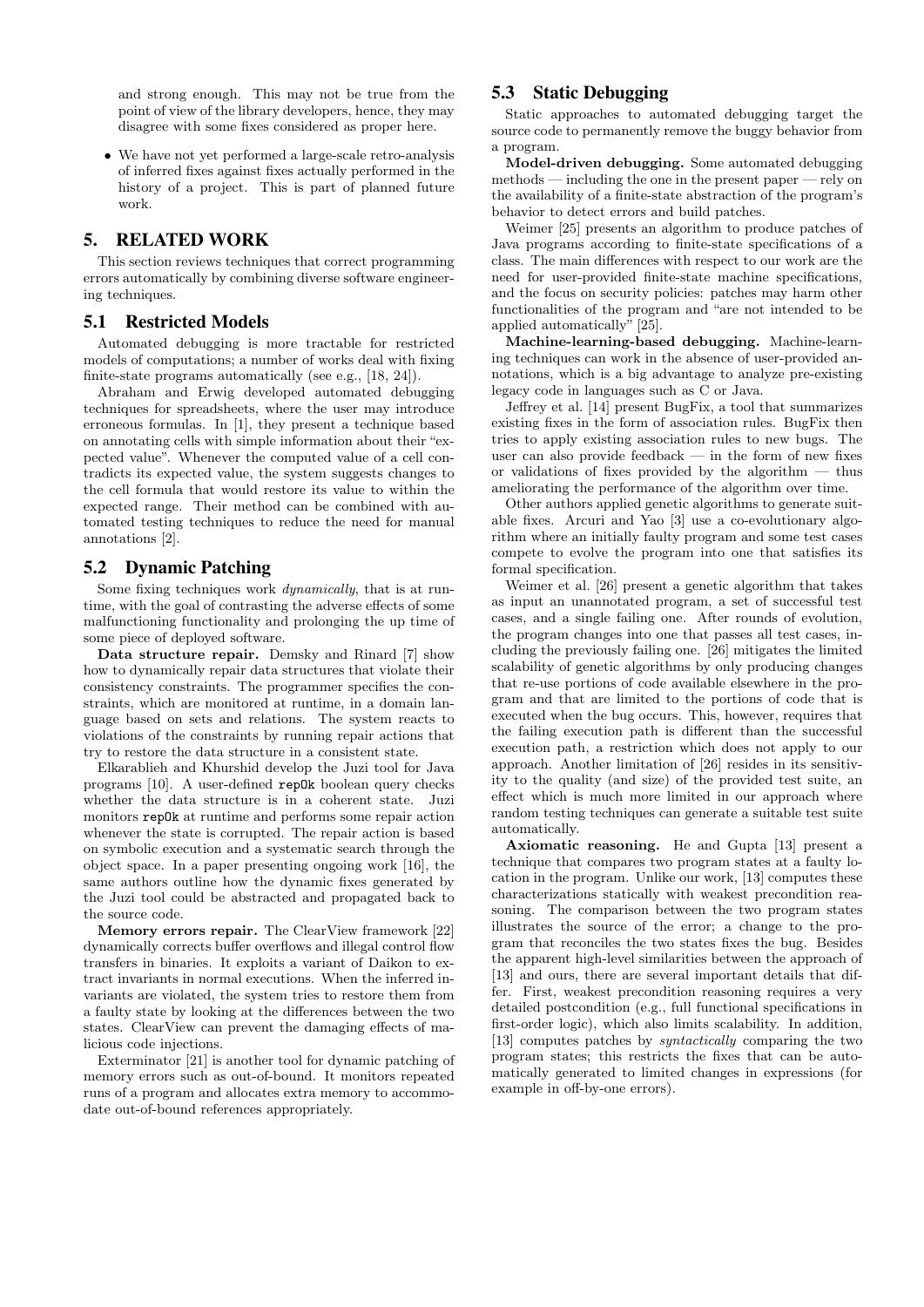and strong enough. This may not be true from the point of view of the library developers, hence, they may disagree with some fixes considered as proper here.

- We have not yet performed a large-scale retro-analysis of inferred fixes against fixes actually performed in the history of a project. This is part of planned future work.

## 5. RELATED WORK

This section reviews techniques that correct programming errors automatically by combining diverse software engineering techniques.

### 5.1 Restricted Models

Automated debugging is more tractable for restricted models of computations; a number of works deal with fixing finite-state programs automatically (see e.g., [18, 24]).

Abraham and Erwig developed automated debugging techniques for spreadsheets, where the user may introduce erroneous formulas. In [1], they present a technique based on annotating cells with simple information about their "expected value". Whenever the computed value of a cell contradicts its expected value, the system suggests changes to the cell formula that would restore its value to within the expected range. Their method can be combined with automated testing techniques to reduce the need for manual annotations [2].

### 5.2 Dynamic Patching

Some fixing techniques work *dynamically*, that is at runtime, with the goal of contrasting the adverse effects of some malfunctioning functionality and prolonging the up time of some piece of deployed software.

**Data structure repair.** Demsky and Rinard [7] show how to dynamically repair data structures that violate their consistency constraints. The programmer specifies the constraints, which are monitored at runtime, in a domain language based on sets and relations. The system reacts to violations of the constraints by running repair actions that try to restore the data structure in a consistent state.

Elkarablieh and Khurshid develop the Juzi tool for Java programs [10]. A user-defined `repOk` boolean query checks whether the data structure is in a coherent state. Juzi monitors `repOk` at runtime and performs some repair action whenever the state is corrupted. The repair action is based on symbolic execution and a systematic search through the object space. In a paper presenting ongoing work [16], the same authors outline how the dynamic fixes generated by the Juzi tool could be abstracted and propagated back to the source code.

**Memory errors repair.** The ClearView framework [22] dynamically corrects buffer overflows and illegal control flow transfers in binaries. It exploits a variant of Daikon to extract invariants in normal executions. When the inferred invariants are violated, the system tries to restore them from a faulty state by looking at the differences between the two states. ClearView can prevent the damaging effects of malicious code injections.

Exterminator [21] is another tool for dynamic patching of memory errors such as out-of-bound. It monitors repeated runs of a program and allocates extra memory to accommodate out-of-bound references appropriately.

### 5.3 Static Debugging

Static approaches to automated debugging target the source code to permanently remove the buggy behavior from a program.

**Model-driven debugging.** Some automated debugging methods — including the one in the present paper — rely on the availability of a finite-state abstraction of the program's behavior to detect errors and build patches.

Weimer [25] presents an algorithm to produce patches of Java programs according to finite-state specifications of a class. The main differences with respect to our work are the need for user-provided finite-state machine specifications, and the focus on security policies: patches may harm other functionalities of the program and "are not intended to be applied automatically" [25].

**Machine-learning-based debugging.** Machine-learning techniques can work in the absence of user-provided annotations, which is a big advantage to analyze pre-existing legacy code in languages such as C or Java.

Jeffrey et al. [14] present BugFix, a tool that summarizes existing fixes in the form of association rules. BugFix then tries to apply existing association rules to new bugs. The user can also provide feedback — in the form of new fixes or validations of fixes provided by the algorithm — thus ameliorating the performance of the algorithm over time.

Other authors applied genetic algorithms to generate suitable fixes. Arcuri and Yao [3] use a co-evolutionary algorithm where an initially faulty program and some test cases compete to evolve the program into one that satisfies its formal specification.

Weimer et al. [26] present a genetic algorithm that takes as input an unannotated program, a set of successful test cases, and a single failing one. After rounds of evolution, the program changes into one that passes all test cases, including the previously failing one. [26] mitigates the limited scalability of genetic algorithms by only producing changes that re-use portions of code available elsewhere in the program and that are limited to the portions of code that is executed when the bug occurs. This, however, requires that the failing execution path is different than the successful execution path, a restriction which does not apply to our approach. Another limitation of [26] resides in its sensitivity to the quality (and size) of the provided test suite, an effect which is much more limited in our approach where random testing techniques can generate a suitable test suite automatically.

**Axiomatic reasoning.** He and Gupta [13] present a technique that compares two program states at a faulty location in the program. Unlike our work, [13] computes these characterizations statically with weakest precondition reasoning. The comparison between the two program states illustrates the source of the error; a change to the program that reconciles the two states fixes the bug. Besides the apparent high-level similarities between the approach of [13] and ours, there are several important details that differ. First, weakest precondition reasoning requires a very detailed postcondition (e.g., full functional specifications in first-order logic), which also limits scalability. In addition, [13] computes patches by *syntactically* comparing the two program states; this restricts the fixes that can be automatically generated to limited changes in expressions (for example in off-by-one errors).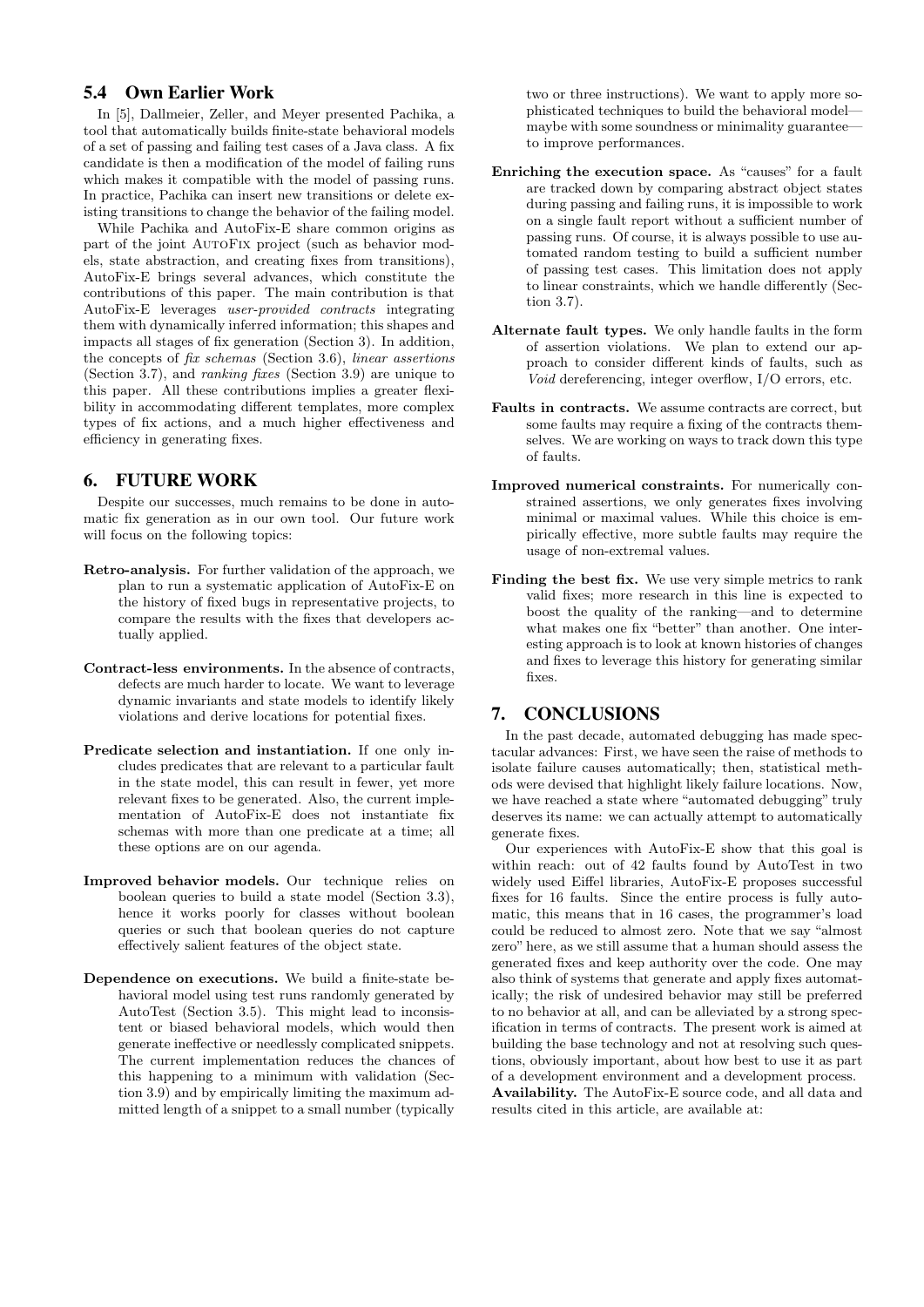### 5.4 Own Earlier Work

In [5], Dallmeier, Zeller, and Meyer presented Pachika, a tool that automatically builds finite-state behavioral models of a set of passing and failing test cases of a Java class. A fix candidate is then a modification of the model of failing runs which makes it compatible with the model of passing runs. In practice, Pachika can insert new transitions or delete existing transitions to change the behavior of the failing model.

While Pachika and AutoFix-E share common origins as part of the joint AutoFix project (such as behavior models, state abstraction, and creating fixes from transitions), AutoFix-E brings several advances, which constitute the contributions of this paper. The main contribution is that AutoFix-E leverages *user-provided contracts* integrating them with dynamically inferred information; this shapes and impacts all stages of fix generation (Section 3). In addition, the concepts of *fix schemas* (Section 3.6), *linear assertions* (Section 3.7), and *ranking fixes* (Section 3.9) are unique to this paper. All these contributions implies a greater flexibility in accommodating different templates, more complex types of fix actions, and a much higher effectiveness and efficiency in generating fixes.

## 6. FUTURE WORK

Despite our successes, much remains to be done in automatic fix generation as in our own tool. Our future work will focus on the following topics:

**Retro-analysis.** For further validation of the approach, we plan to run a systematic application of AutoFix-E on the history of fixed bugs in representative projects, to compare the results with the fixes that developers actually applied.

**Contract-less environments.** In the absence of contracts, defects are much harder to locate. We want to leverage dynamic invariants and state models to identify likely violations and derive locations for potential fixes.

**Predicate selection and instantiation.** If one only includes predicates that are relevant to a particular fault in the state model, this can result in fewer, yet more relevant fixes to be generated. Also, the current implementation of AutoFix-E does not instantiate fix schemas with more than one predicate at a time; all these options are on our agenda.

**Improved behavior models.** Our technique relies on boolean queries to build a state model (Section 3.3), hence it works poorly for classes without boolean queries or such that boolean queries do not capture effectively salient features of the object state.

**Dependence on executions.** We build a finite-state behavioral model using test runs randomly generated by AutoTest (Section 3.5). This might lead to inconsistent or biased behavioral models, which would then generate ineffective or needlessly complicated snippets. The current implementation reduces the chances of this happening to a minimum with validation (Section 3.9) and by empirically limiting the maximum admitted length of a snippet to a small number (typically two or three instructions). We want to apply more sophisticated techniques to build the behavioral model—maybe with some soundness or minimality guarantee—to improve performances.

**Enriching the execution space.** As "causes" for a fault are tracked down by comparing abstract object states during passing and failing runs, it is impossible to work on a single fault report without a sufficient number of passing runs. Of course, it is always possible to use automated random testing to build a sufficient number of passing test cases. This limitation does not apply to linear constraints, which we handle differently (Section 3.7).

**Alternate fault types.** We only handle faults in the form of assertion violations. We plan to extend our approach to consider different kinds of faults, such as *Void* dereferencing, integer overflow, I/O errors, etc.

**Faults in contracts.** We assume contracts are correct, but some faults may require a fixing of the contracts themselves. We are working on ways to track down this type of faults.

**Improved numerical constraints.** For numerically constrained assertions, we only generates fixes involving minimal or maximal values. While this choice is empirically effective, more subtle faults may require the usage of non-extremal values.

**Finding the best fix.** We use very simple metrics to rank valid fixes; more research in this line is expected to boost the quality of the ranking—and to determine what makes one fix "better" than another. One interesting approach is to look at known histories of changes and fixes to leverage this history for generating similar fixes.

## 7. CONCLUSIONS

In the past decade, automated debugging has made spectacular advances: First, we have seen the raise of methods to isolate failure causes automatically; then, statistical methods were devised that highlight likely failure locations. Now, we have reached a state where "automated debugging" truly deserves its name: we can actually attempt to automatically generate fixes.

Our experiences with AutoFix-E show that this goal is within reach: out of 42 faults found by AutoTest in two widely used Eiffel libraries, AutoFix-E proposes successful fixes for 16 faults. Since the entire process is fully automatic, this means that in 16 cases, the programmer's load could be reduced to almost zero. Note that we say "almost zero" here, as we still assume that a human should assess the generated fixes and keep authority over the code. One may also think of systems that generate and apply fixes automatically; the risk of undesired behavior may still be preferred to no behavior at all, and can be alleviated by a strong specification in terms of contracts. The present work is aimed at building the base technology and not at resolving such questions, obviously important, about how best to use it as part of a development environment and a development process.

**Availability.** The AutoFix-E source code, and all data and results cited in this article, are available at: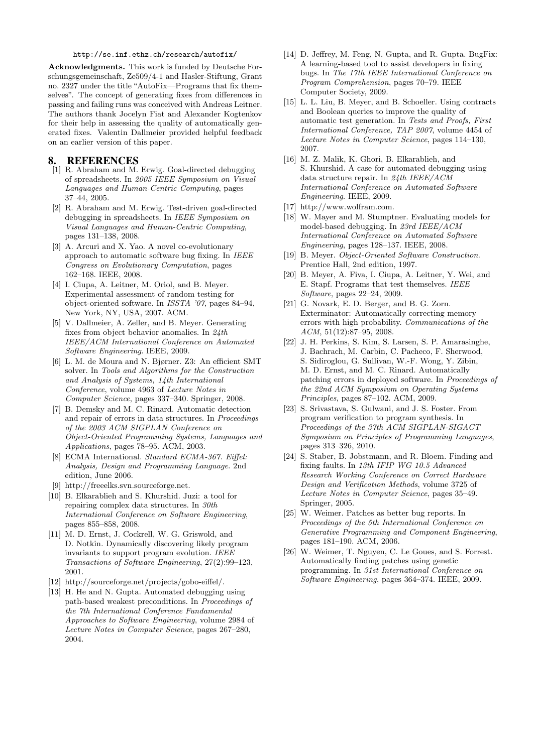http://se.inf.ethz.ch/research/autofix/

**Acknowledgments.** This work is funded by Deutsche Forschungsgemeinschaft, Ze509/4-1 and Hasler-Stiftung, Grant no. 2327 under the title "AutoFix—Programs that fix themselves". The concept of generating fixes from differences in passing and failing runs was conceived with Andreas Leitner. The authors thank Jocelyn Fiat and Alexander Kogtenkov for their help in assessing the quality of automatically generated fixes. Valentin Dallmeier provided helpful feedback on an earlier version of this paper.

## 8. REFERENCES

[1] R. Abraham and M. Erwig. Goal-directed debugging of spreadsheets. In *2005 IEEE Symposium on Visual Languages and Human-Centric Computing*, pages 37–44, 2005.

[2] R. Abraham and M. Erwig. Test-driven goal-directed debugging in spreadsheets. In *IEEE Symposium on Visual Languages and Human-Centric Computing*, pages 131–138, 2008.

[3] A. Arcuri and X. Yao. A novel co-evolutionary approach to automatic software bug fixing. In *IEEE Congress on Evolutionary Computation*, pages 162–168. IEEE, 2008.

[4] I. Ciupa, A. Leitner, M. Oriol, and B. Meyer. Experimental assessment of random testing for object-oriented software. In *ISSTA '07*, pages 84–94, New York, NY, USA, 2007. ACM.

[5] V. Dallmeier, A. Zeller, and B. Meyer. Generating fixes from object behavior anomalies. In *24th IEEE/ACM International Conference on Automated Software Engineering*. IEEE, 2009.

[6] L. M. de Moura and N. Bjørner. Z3: An efficient SMT solver. In *Tools and Algorithms for the Construction and Analysis of Systems, 14th International Conference*, volume 4963 of *Lecture Notes in Computer Science*, pages 337–340. Springer, 2008.

[7] B. Demsky and M. C. Rinard. Automatic detection and repair of errors in data structures. In *Proceedings of the 2003 ACM SIGPLAN Conference on Object-Oriented Programming Systems, Languages and Applications*, pages 78–95. ACM, 2003.

[8] ECMA International. *Standard ECMA-367. Eiffel: Analysis, Design and Programming Language.* 2nd edition, June 2006.

[9] http://freeelks.svn.sourceforge.net.

[10] B. Elkarablieh and S. Khurshid. Juzi: a tool for repairing complex data structures. In *30th International Conference on Software Engineering*, pages 855–858, 2008.

[11] M. D. Ernst, J. Cockrell, W. G. Griswold, and D. Notkin. Dynamically discovering likely program invariants to support program evolution. *IEEE Transactions of Software Engineering*, 27(2):99–123, 2001.

[12] http://sourceforge.net/projects/gobo-eiffel/.

[13] H. He and N. Gupta. Automated debugging using path-based weakest preconditions. In *Proceedings of the 7th International Conference Fundamental Approaches to Software Engineering*, volume 2984 of *Lecture Notes in Computer Science*, pages 267–280, 2004.

[14] D. Jeffrey, M. Feng, N. Gupta, and R. Gupta. BugFix: A learning-based tool to assist developers in fixing bugs. In *The 17th IEEE International Conference on Program Comprehension*, pages 70–79. IEEE Computer Society, 2009.

[15] L. L. Liu, B. Meyer, and B. Schoeller. Using contracts and Boolean queries to improve the quality of automatic test generation. In *Tests and Proofs, First International Conference, TAP 2007*, volume 4454 of *Lecture Notes in Computer Science*, pages 114–130, 2007.

[16] M. Z. Malik, K. Ghori, B. Elkarablieh, and S. Khurshid. A case for automated debugging using data structure repair. In *24th IEEE/ACM International Conference on Automated Software Engineering*. IEEE, 2009.

[17] http://www.wolfram.com.

[18] W. Mayer and M. Stumptner. Evaluating models for model-based debugging. In *23rd IEEE/ACM International Conference on Automated Software Engineering*, pages 128–137. IEEE, 2008.

[19] B. Meyer. *Object-Oriented Software Construction*. Prentice Hall, 2nd edition, 1997.

[20] B. Meyer, A. Fiva, I. Ciupa, A. Leitner, Y. Wei, and E. Stapf. Programs that test themselves. *IEEE Software*, pages 22–24, 2009.

[21] G. Novark, E. D. Berger, and B. G. Zorn. Exterminator: Automatically correcting memory errors with high probability. *Communications of the ACM*, 51(12):87–95, 2008.

[22] J. H. Perkins, S. Kim, S. Larsen, S. P. Amarasinghe, J. Bachrach, M. Carbin, C. Pacheco, F. Sherwood, S. Sidiroglou, G. Sullivan, W.-F. Wong, Y. Zibin, M. D. Ernst, and M. C. Rinard. Automatically patching errors in deployed software. In *Proceedings of the 22nd ACM Symposium on Operating Systems Principles*, pages 87–102. ACM, 2009.

[23] S. Srivastava, S. Gulwani, and J. S. Foster. From program verification to program synthesis. In *Proceedings of the 37th ACM SIGPLAN-SIGACT Symposium on Principles of Programming Languages*, pages 313–326, 2010.

[24] S. Staber, B. Jobstmann, and R. Bloem. Finding and fixing faults. In *13th IFIP WG 10.5 Advanced Research Working Conference on Correct Hardware Design and Verification Methods*, volume 3725 of *Lecture Notes in Computer Science*, pages 35–49. Springer, 2005.

[25] W. Weimer. Patches as better bug reports. In *Proceedings of the 5th International Conference on Generative Programming and Component Engineering*, pages 181–190. ACM, 2006.

[26] W. Weimer, T. Nguyen, C. Le Goues, and S. Forrest. Automatically finding patches using genetic programming. In *31st International Conference on Software Engineering*, pages 364–374. IEEE, 2009.